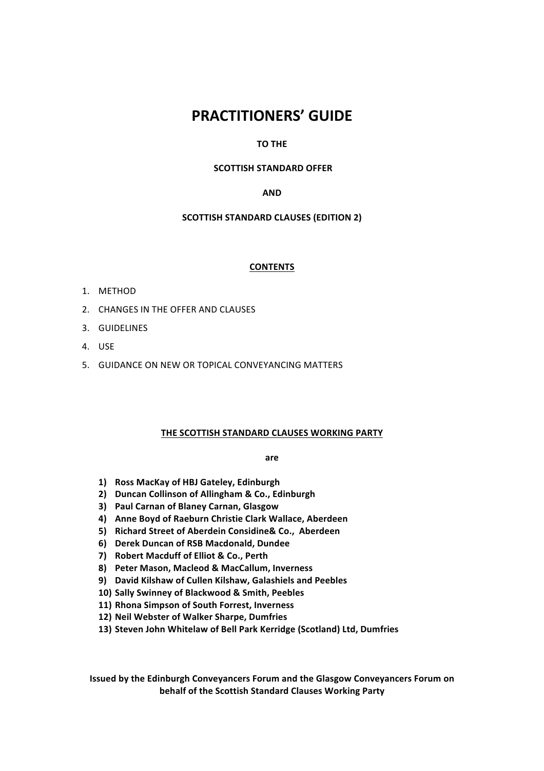# PRACTITIONERS' GUIDE

**TO THE**

**SCOTTISH STANDARD OFFER**

**AND**

**SCOTTISH STANDARD CLAUSES (EDITION 2)**

## CONTENTS

1. METHOD
2. CHANGES IN THE OFFER AND CLAUSES
3. GUIDELINES
4. USE
5. GUIDANCE ON NEW OR TOPICAL CONVEYANCING MATTERS

## THE SCOTTISH STANDARD CLAUSES WORKING PARTY

**are**

1) **Ross MacKay of HBJ Gateley, Edinburgh**
2) **Duncan Collinson of Allingham & Co., Edinburgh**
3) **Paul Carnan of Blaney Carnan, Glasgow**
4) **Anne Boyd of Raeburn Christie Clark Wallace, Aberdeen**
5) **Richard Street of Aberdein Considine& Co., Aberdeen**
6) **Derek Duncan of RSB Macdonald, Dundee**
7) **Robert Macduff of Elliot & Co., Perth**
8) **Peter Mason, Macleod & MacCallum, Inverness**
9) **David Kilshaw of Cullen Kilshaw, Galashiels and Peebles**
10) **Sally Swinney of Blackwood & Smith, Peebles**
11) **Rhona Simpson of South Forrest, Inverness**
12) **Neil Webster of Walker Sharpe, Dumfries**
13) **Steven John Whitelaw of Bell Park Kerridge (Scotland) Ltd, Dumfries**

**Issued by the Edinburgh Conveyancers Forum and the Glasgow Conveyancers Forum on behalf of the Scottish Standard Clauses Working Party**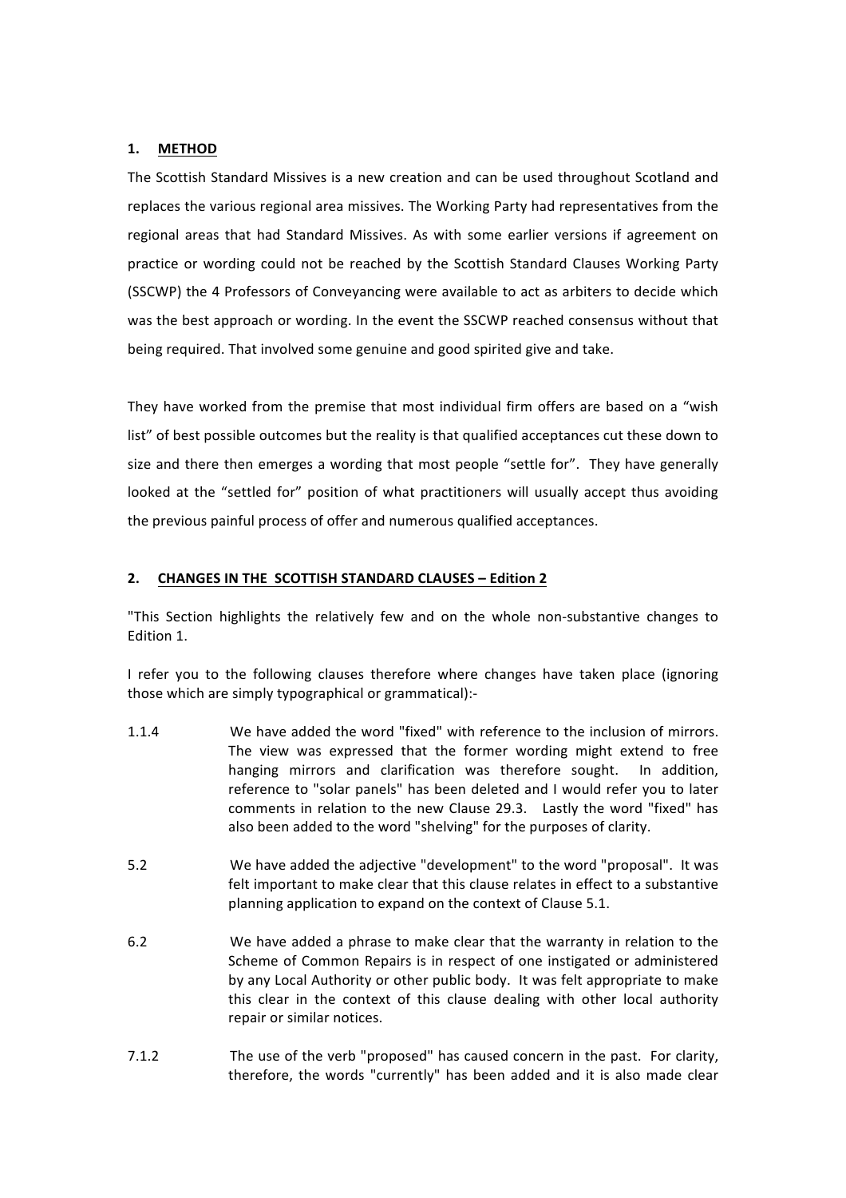## 1. METHOD

The Scottish Standard Missives is a new creation and can be used throughout Scotland and replaces the various regional area missives. The Working Party had representatives from the regional areas that had Standard Missives. As with some earlier versions if agreement on practice or wording could not be reached by the Scottish Standard Clauses Working Party (SSCWP) the 4 Professors of Conveyancing were available to act as arbiters to decide which was the best approach or wording. In the event the SSCWP reached consensus without that being required. That involved some genuine and good spirited give and take.

They have worked from the premise that most individual firm offers are based on a "wish list" of best possible outcomes but the reality is that qualified acceptances cut these down to size and there then emerges a wording that most people "settle for". They have generally looked at the "settled for" position of what practitioners will usually accept thus avoiding the previous painful process of offer and numerous qualified acceptances.

## 2. CHANGES IN THE SCOTTISH STANDARD CLAUSES – Edition 2

"This Section highlights the relatively few and on the whole non-substantive changes to Edition 1.

I refer you to the following clauses therefore where changes have taken place (ignoring those which are simply typographical or grammatical):-

1.1.4 We have added the word "fixed" with reference to the inclusion of mirrors. The view was expressed that the former wording might extend to free hanging mirrors and clarification was therefore sought. In addition, reference to "solar panels" has been deleted and I would refer you to later comments in relation to the new Clause 29.3. Lastly the word "fixed" has also been added to the word "shelving" for the purposes of clarity.

5.2 We have added the adjective "development" to the word "proposal". It was felt important to make clear that this clause relates in effect to a substantive planning application to expand on the context of Clause 5.1.

6.2 We have added a phrase to make clear that the warranty in relation to the Scheme of Common Repairs is in respect of one instigated or administered by any Local Authority or other public body. It was felt appropriate to make this clear in the context of this clause dealing with other local authority repair or similar notices.

7.1.2 The use of the verb "proposed" has caused concern in the past. For clarity, therefore, the words "currently" has been added and it is also made clear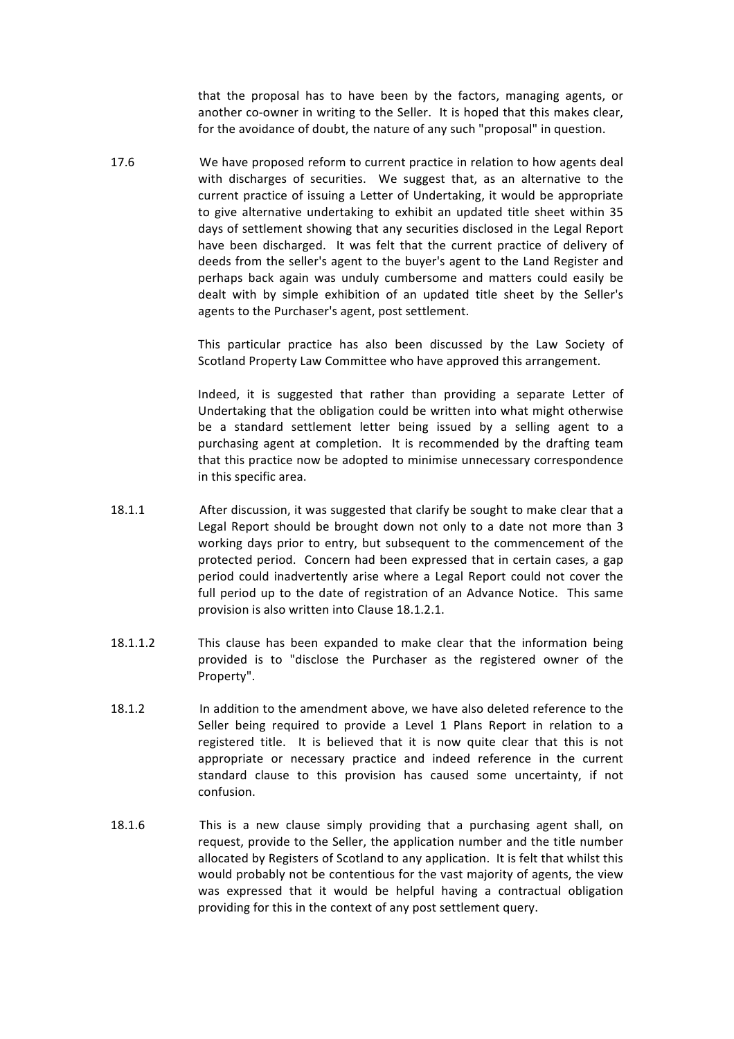that the proposal has to have been by the factors, managing agents, or another co-owner in writing to the Seller. It is hoped that this makes clear, for the avoidance of doubt, the nature of any such "proposal" in question.

17.6 We have proposed reform to current practice in relation to how agents deal with discharges of securities. We suggest that, as an alternative to the current practice of issuing a Letter of Undertaking, it would be appropriate to give alternative undertaking to exhibit an updated title sheet within 35 days of settlement showing that any securities disclosed in the Legal Report have been discharged. It was felt that the current practice of delivery of deeds from the seller's agent to the buyer's agent to the Land Register and perhaps back again was unduly cumbersome and matters could easily be dealt with by simple exhibition of an updated title sheet by the Seller's agents to the Purchaser's agent, post settlement.

This particular practice has also been discussed by the Law Society of Scotland Property Law Committee who have approved this arrangement.

Indeed, it is suggested that rather than providing a separate Letter of Undertaking that the obligation could be written into what might otherwise be a standard settlement letter being issued by a selling agent to a purchasing agent at completion. It is recommended by the drafting team that this practice now be adopted to minimise unnecessary correspondence in this specific area.

18.1.1 After discussion, it was suggested that clarify be sought to make clear that a Legal Report should be brought down not only to a date not more than 3 working days prior to entry, but subsequent to the commencement of the protected period. Concern had been expressed that in certain cases, a gap period could inadvertently arise where a Legal Report could not cover the full period up to the date of registration of an Advance Notice. This same provision is also written into Clause 18.1.2.1.

18.1.1.2 This clause has been expanded to make clear that the information being provided is to "disclose the Purchaser as the registered owner of the Property".

18.1.2 In addition to the amendment above, we have also deleted reference to the Seller being required to provide a Level 1 Plans Report in relation to a registered title. It is believed that it is now quite clear that this is not appropriate or necessary practice and indeed reference in the current standard clause to this provision has caused some uncertainty, if not confusion.

18.1.6 This is a new clause simply providing that a purchasing agent shall, on request, provide to the Seller, the application number and the title number allocated by Registers of Scotland to any application. It is felt that whilst this would probably not be contentious for the vast majority of agents, the view was expressed that it would be helpful having a contractual obligation providing for this in the context of any post settlement query.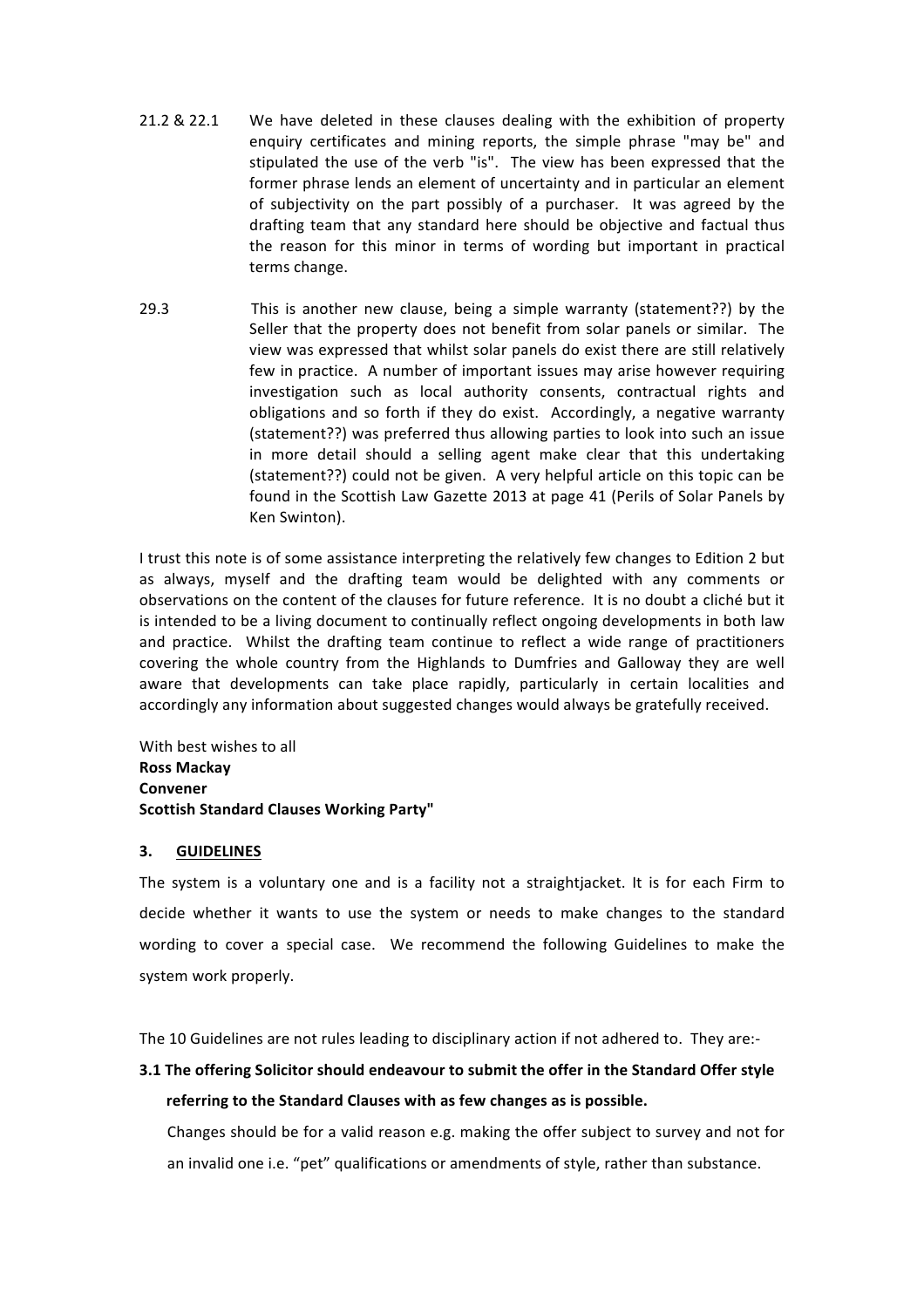21.2 & 22.1 We have deleted in these clauses dealing with the exhibition of property enquiry certificates and mining reports, the simple phrase "may be" and stipulated the use of the verb "is". The view has been expressed that the former phrase lends an element of uncertainty and in particular an element of subjectivity on the part possibly of a purchaser. It was agreed by the drafting team that any standard here should be objective and factual thus the reason for this minor in terms of wording but important in practical terms change.

29.3 This is another new clause, being a simple warranty (statement??) by the Seller that the property does not benefit from solar panels or similar. The view was expressed that whilst solar panels do exist there are still relatively few in practice. A number of important issues may arise however requiring investigation such as local authority consents, contractual rights and obligations and so forth if they do exist. Accordingly, a negative warranty (statement??) was preferred thus allowing parties to look into such an issue in more detail should a selling agent make clear that this undertaking (statement??) could not be given. A very helpful article on this topic can be found in the Scottish Law Gazette 2013 at page 41 (Perils of Solar Panels by Ken Swinton).

I trust this note is of some assistance interpreting the relatively few changes to Edition 2 but as always, myself and the drafting team would be delighted with any comments or observations on the content of the clauses for future reference. It is no doubt a cliché but it is intended to be a living document to continually reflect ongoing developments in both law and practice. Whilst the drafting team continue to reflect a wide range of practitioners covering the whole country from the Highlands to Dumfries and Galloway they are well aware that developments can take place rapidly, particularly in certain localities and accordingly any information about suggested changes would always be gratefully received.

With best wishes to all
**Ross Mackay**
**Convener**
**Scottish Standard Clauses Working Party"**

## 3. GUIDELINES

The system is a voluntary one and is a facility not a straightjacket. It is for each Firm to decide whether it wants to use the system or needs to make changes to the standard wording to cover a special case. We recommend the following Guidelines to make the system work properly.

The 10 Guidelines are not rules leading to disciplinary action if not adhered to. They are:-

**3.1 The offering Solicitor should endeavour to submit the offer in the Standard Offer style referring to the Standard Clauses with as few changes as is possible.**

Changes should be for a valid reason e.g. making the offer subject to survey and not for an invalid one i.e. "pet" qualifications or amendments of style, rather than substance.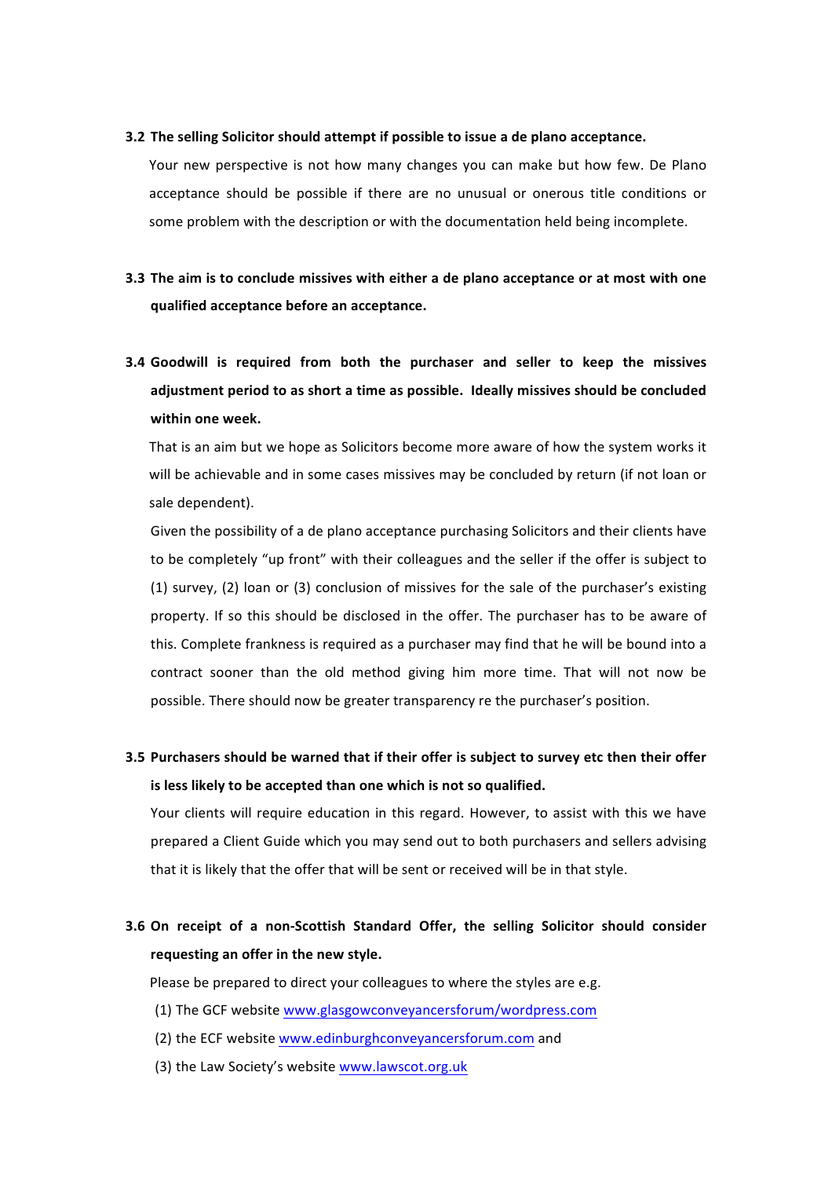**3.2 The selling Solicitor should attempt if possible to issue a de plano acceptance.**

Your new perspective is not how many changes you can make but how few. De Plano acceptance should be possible if there are no unusual or onerous title conditions or some problem with the description or with the documentation held being incomplete.

**3.3 The aim is to conclude missives with either a de plano acceptance or at most with one qualified acceptance before an acceptance.**

**3.4 Goodwill is required from both the purchaser and seller to keep the missives adjustment period to as short a time as possible. Ideally missives should be concluded within one week.**

That is an aim but we hope as Solicitors become more aware of how the system works it will be achievable and in some cases missives may be concluded by return (if not loan or sale dependent).

Given the possibility of a de plano acceptance purchasing Solicitors and their clients have to be completely "up front" with their colleagues and the seller if the offer is subject to (1) survey, (2) loan or (3) conclusion of missives for the sale of the purchaser's existing property. If so this should be disclosed in the offer. The purchaser has to be aware of this. Complete frankness is required as a purchaser may find that he will be bound into a contract sooner than the old method giving him more time. That will not now be possible. There should now be greater transparency re the purchaser's position.

**3.5 Purchasers should be warned that if their offer is subject to survey etc then their offer is less likely to be accepted than one which is not so qualified.**

Your clients will require education in this regard. However, to assist with this we have prepared a Client Guide which you may send out to both purchasers and sellers advising that it is likely that the offer that will be sent or received will be in that style.

**3.6 On receipt of a non-Scottish Standard Offer, the selling Solicitor should consider requesting an offer in the new style.**

Please be prepared to direct your colleagues to where the styles are e.g.

(1) The GCF website www.glasgowconveyancersforum/wordpress.com

(2) the ECF website www.edinburghconveyancersforum.com and

(3) the Law Society's website www.lawscot.org.uk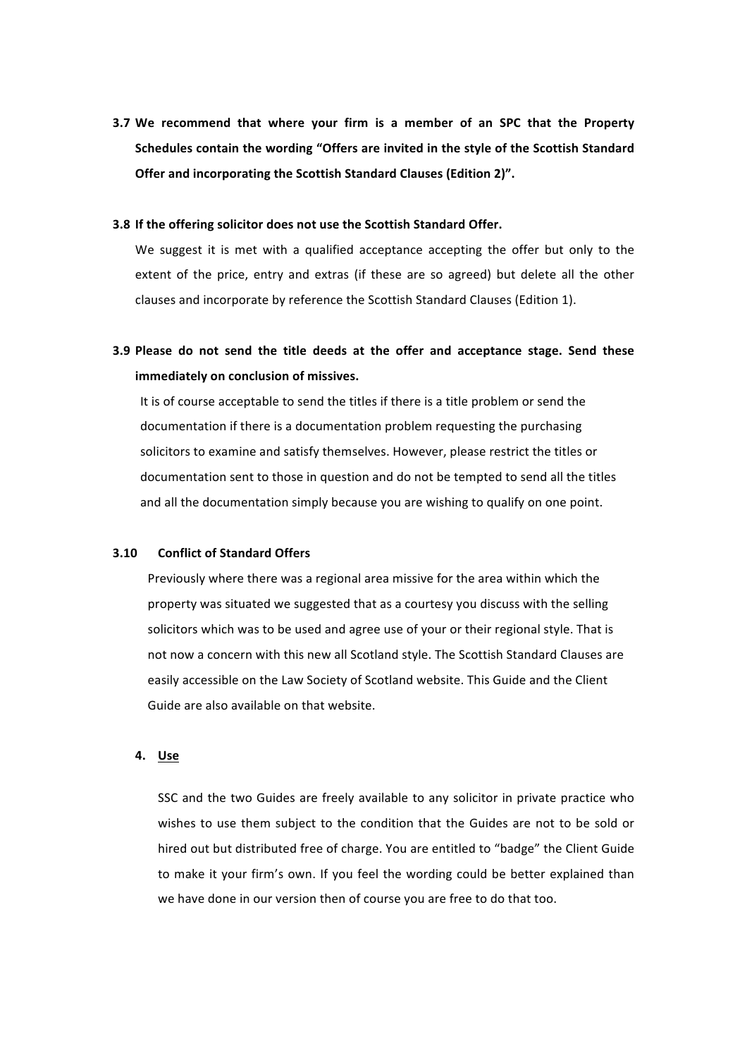**3.7 We recommend that where your firm is a member of an SPC that the Property Schedules contain the wording "Offers are invited in the style of the Scottish Standard Offer and incorporating the Scottish Standard Clauses (Edition 2)".**

**3.8 If the offering solicitor does not use the Scottish Standard Offer.**

We suggest it is met with a qualified acceptance accepting the offer but only to the extent of the price, entry and extras (if these are so agreed) but delete all the other clauses and incorporate by reference the Scottish Standard Clauses (Edition 1).

**3.9 Please do not send the title deeds at the offer and acceptance stage. Send these immediately on conclusion of missives.**

It is of course acceptable to send the titles if there is a title problem or send the documentation if there is a documentation problem requesting the purchasing solicitors to examine and satisfy themselves. However, please restrict the titles or documentation sent to those in question and do not be tempted to send all the titles and all the documentation simply because you are wishing to qualify on one point.

**3.10 Conflict of Standard Offers**

Previously where there was a regional area missive for the area within which the property was situated we suggested that as a courtesy you discuss with the selling solicitors which was to be used and agree use of your or their regional style. That is not now a concern with this new all Scotland style. The Scottish Standard Clauses are easily accessible on the Law Society of Scotland website. This Guide and the Client Guide are also available on that website.

## 4. Use

SSC and the two Guides are freely available to any solicitor in private practice who wishes to use them subject to the condition that the Guides are not to be sold or hired out but distributed free of charge. You are entitled to "badge" the Client Guide to make it your firm's own. If you feel the wording could be better explained than we have done in our version then of course you are free to do that too.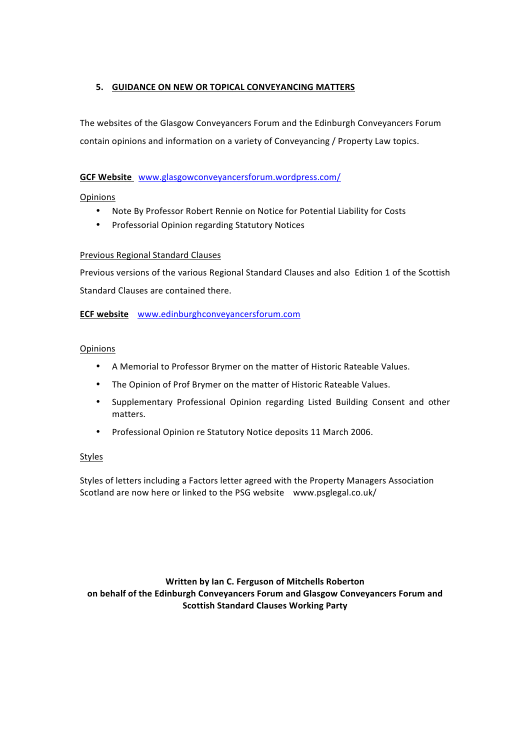## 5. GUIDANCE ON NEW OR TOPICAL CONVEYANCING MATTERS

The websites of the Glasgow Conveyancers Forum and the Edinburgh Conveyancers Forum contain opinions and information on a variety of Conveyancing / Property Law topics.

**GCF Website** www.glasgowconveyancersforum.wordpress.com/

Opinions

- Note By Professor Robert Rennie on Notice for Potential Liability for Costs
- Professorial Opinion regarding Statutory Notices

Previous Regional Standard Clauses

Previous versions of the various Regional Standard Clauses and also Edition 1 of the Scottish Standard Clauses are contained there.

**ECF website** www.edinburghconveyancersforum.com

Opinions

- A Memorial to Professor Brymer on the matter of Historic Rateable Values.
- The Opinion of Prof Brymer on the matter of Historic Rateable Values.
- Supplementary Professional Opinion regarding Listed Building Consent and other matters.
- Professional Opinion re Statutory Notice deposits 11 March 2006.

Styles

Styles of letters including a Factors letter agreed with the Property Managers Association Scotland are now here or linked to the PSG website www.psglegal.co.uk/

**Written by Ian C. Ferguson of Mitchells Roberton on behalf of the Edinburgh Conveyancers Forum and Glasgow Conveyancers Forum and Scottish Standard Clauses Working Party**